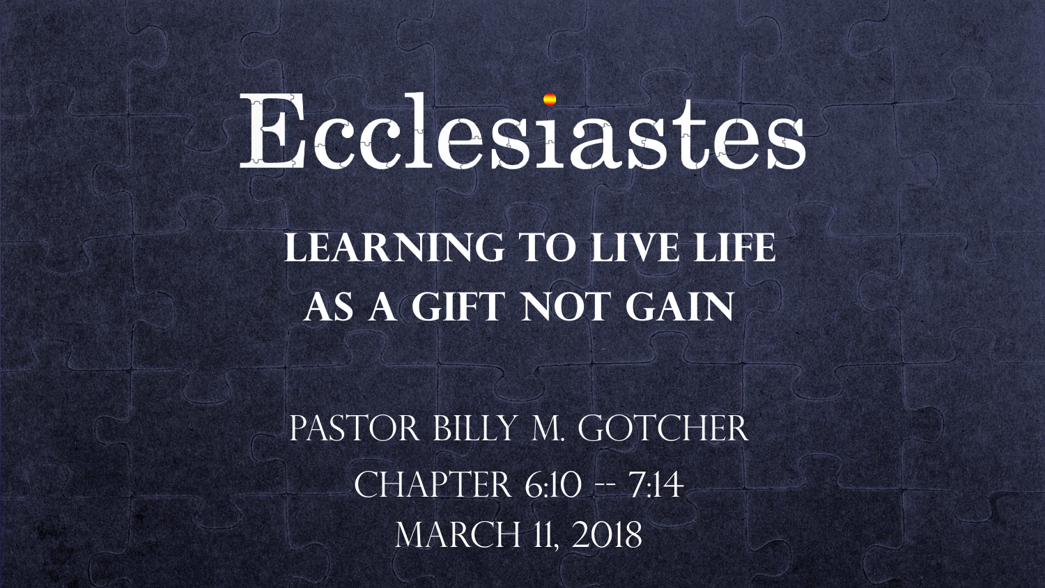# Ecclesiastes

## Learning to Live Life as a Gift Not Gain

Pastor Billy M. Gotcher

Chapter 6:10 -- 7:14

March 11, 2018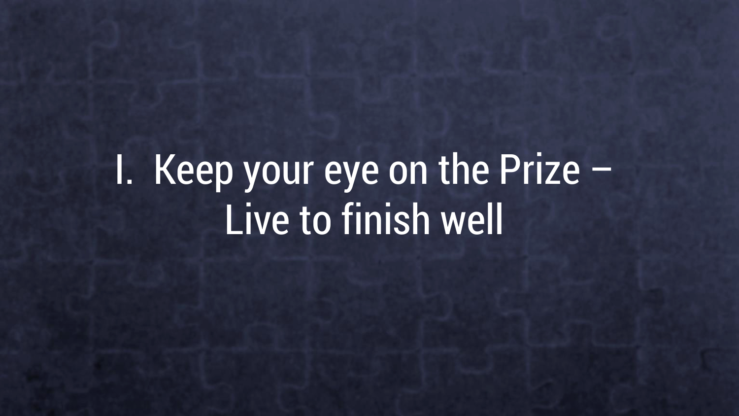# I. Keep your eye on the Prize – Live to finish well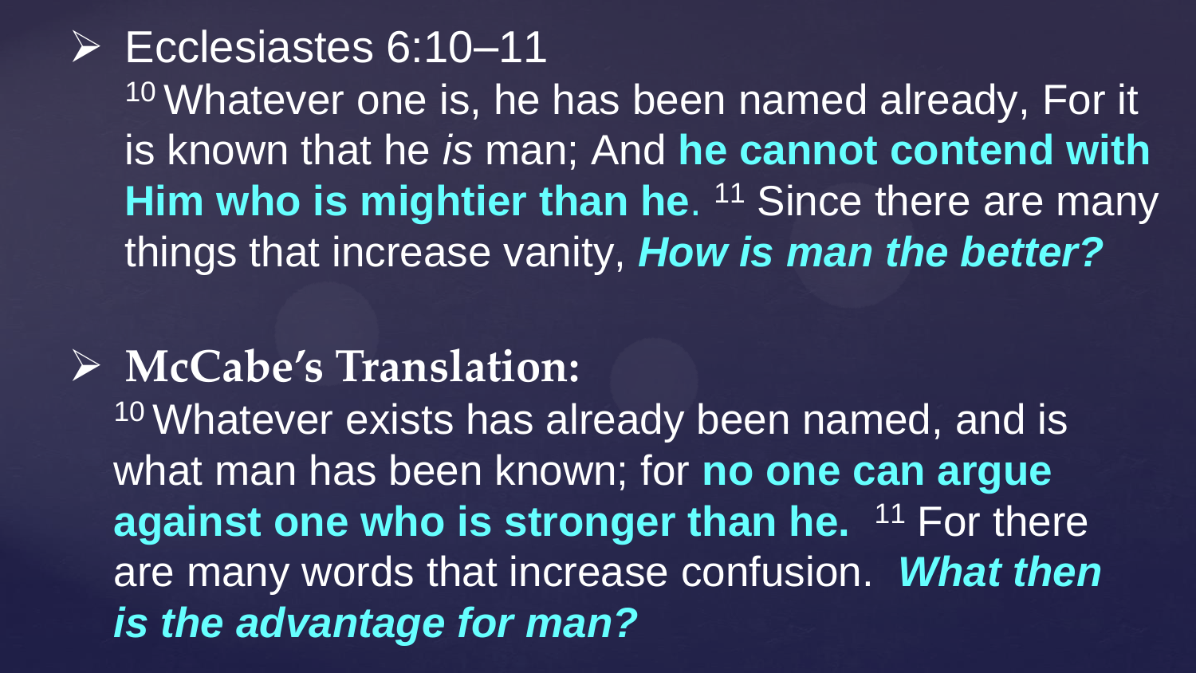- Ecclesiastes 6:10–11

  [10] Whatever one is, he has been named already, For it is known that he *is* man; And **he cannot contend with Him who is mightier than he**. [11] Since there are many things that increase vanity, ***How is man the better?***

- **McCabe's Translation:**

  [10] Whatever exists has already been named, and is what man has been known; for **no one can argue against one who is stronger than he.** [11] For there are many words that increase confusion. ***What then is the advantage for man?***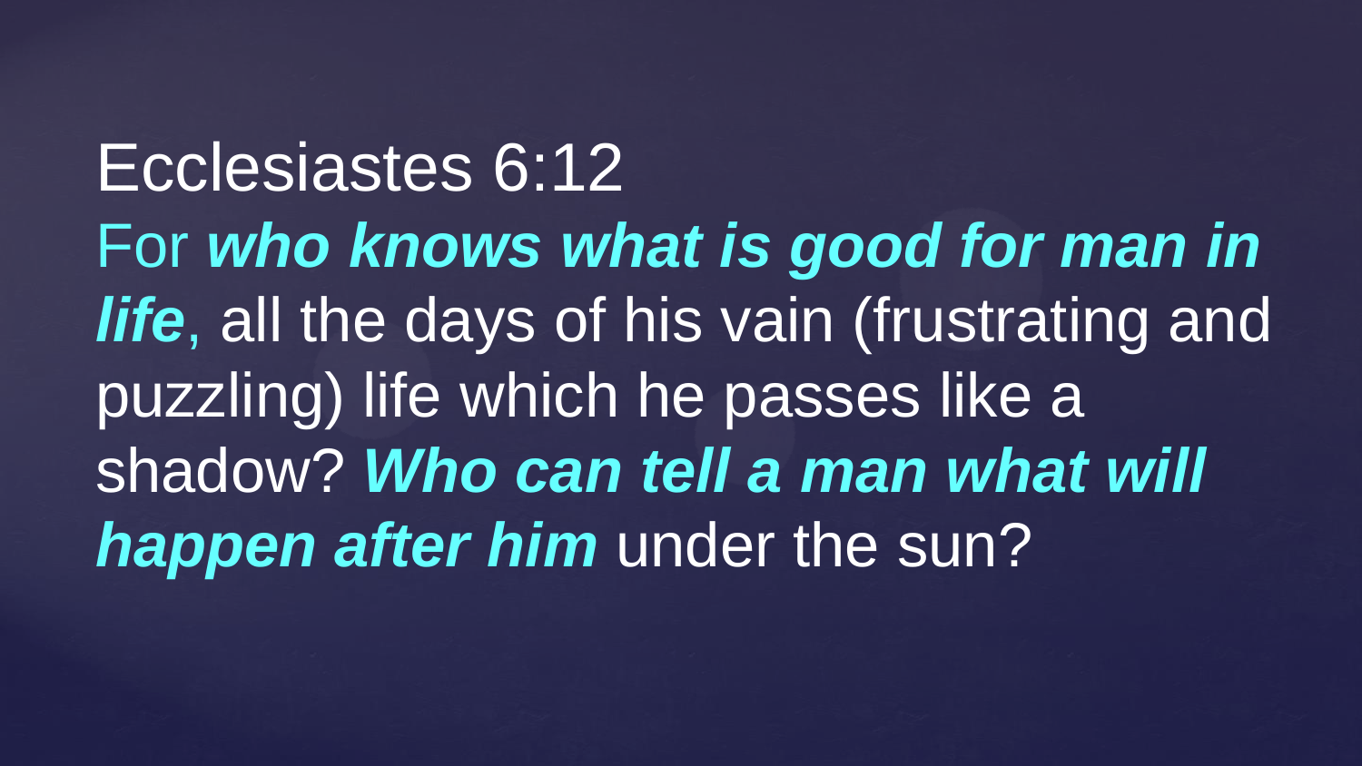Ecclesiastes 6:12

For ***who knows what is good for man in life***, all the days of his vain (frustrating and puzzling) life which he passes like a shadow? ***Who can tell a man what will happen after him*** under the sun?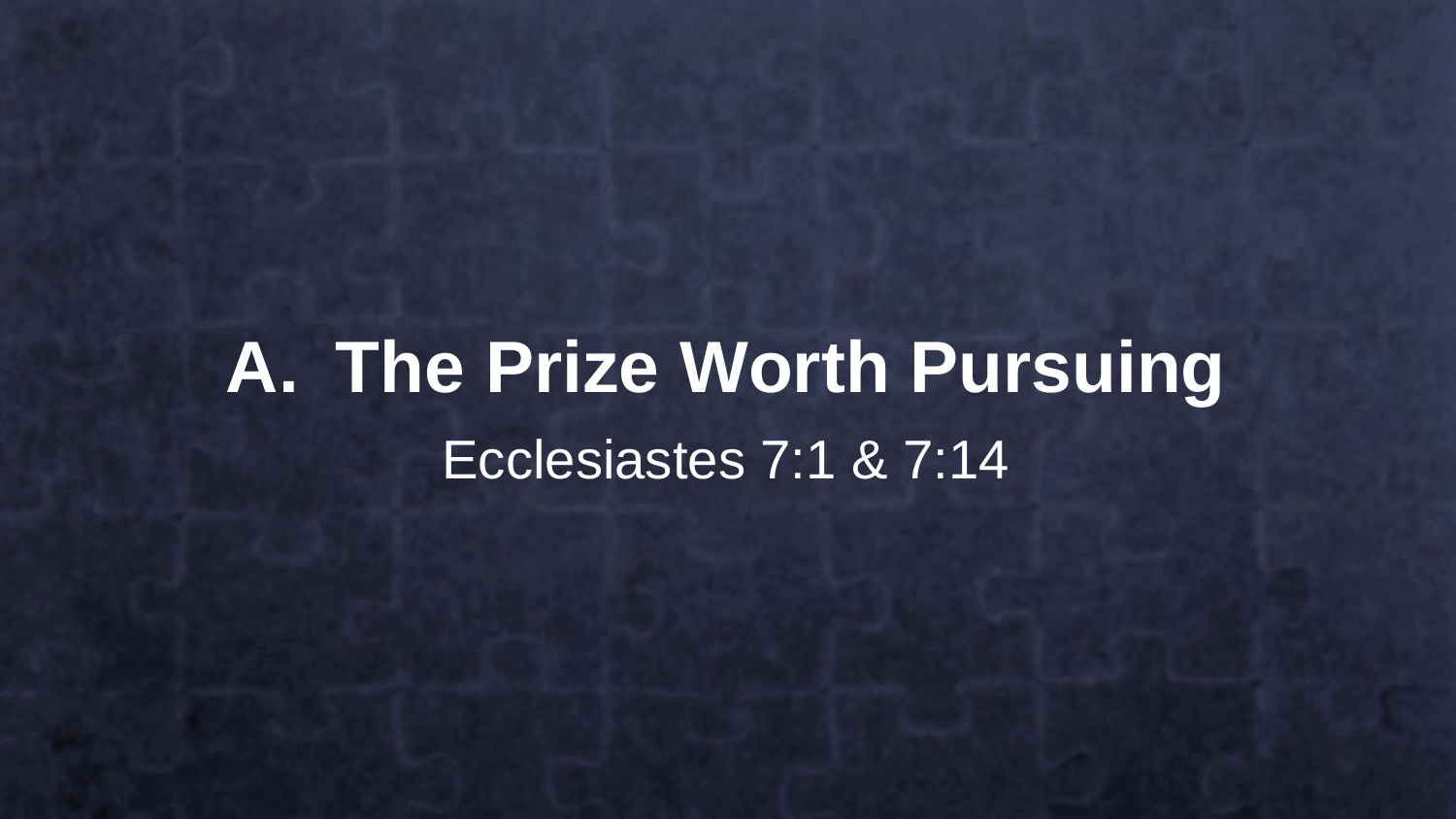# A. The Prize Worth Pursuing

Ecclesiastes 7:1 & 7:14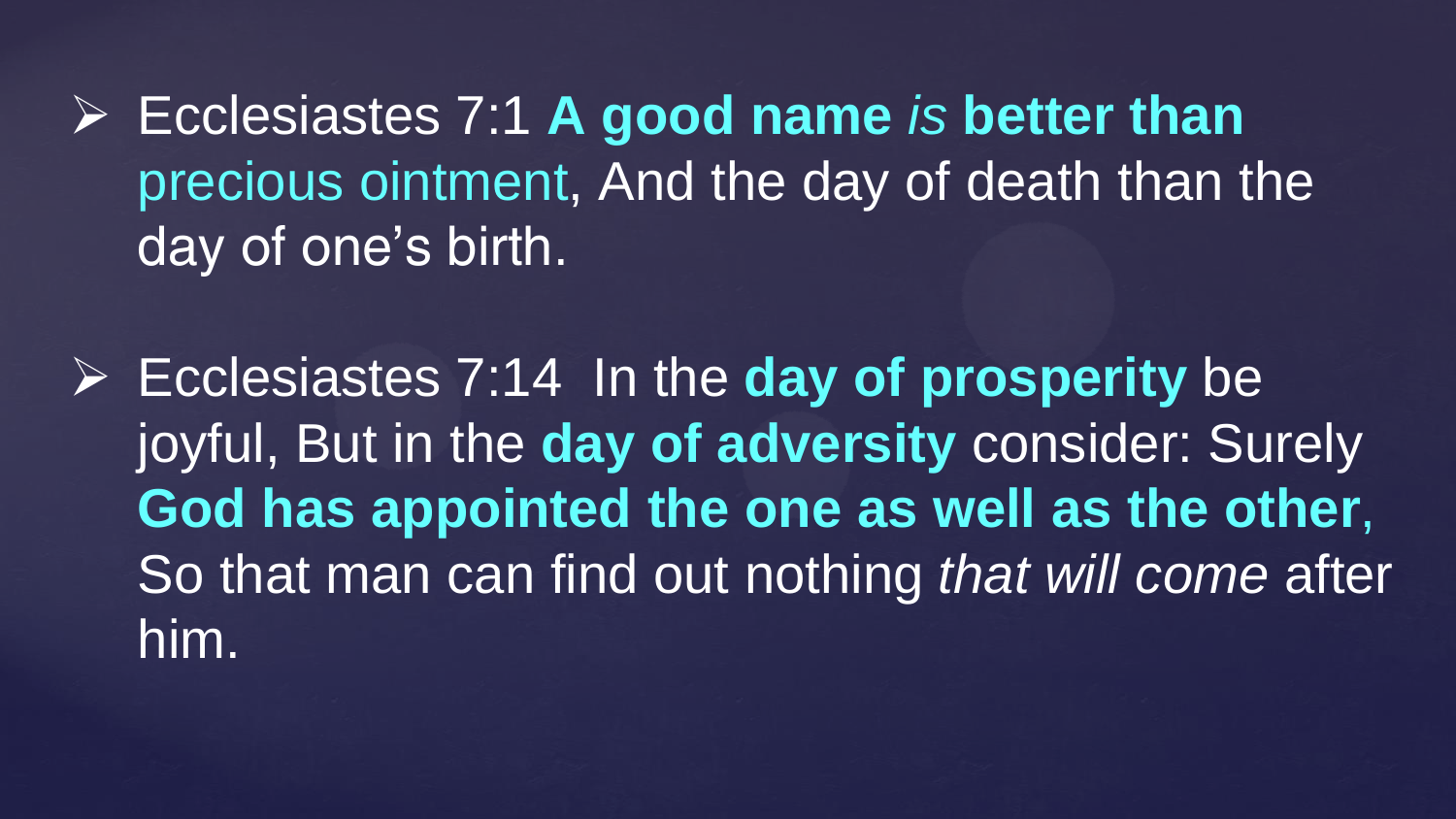- Ecclesiastes 7:1 **A good name** *is* **better than** precious ointment, And the day of death than the day of one's birth.

- Ecclesiastes 7:14 In the **day of prosperity** be joyful, But in the **day of adversity** consider: Surely **God has appointed the one as well as the other**, So that man can find out nothing *that will come* after him.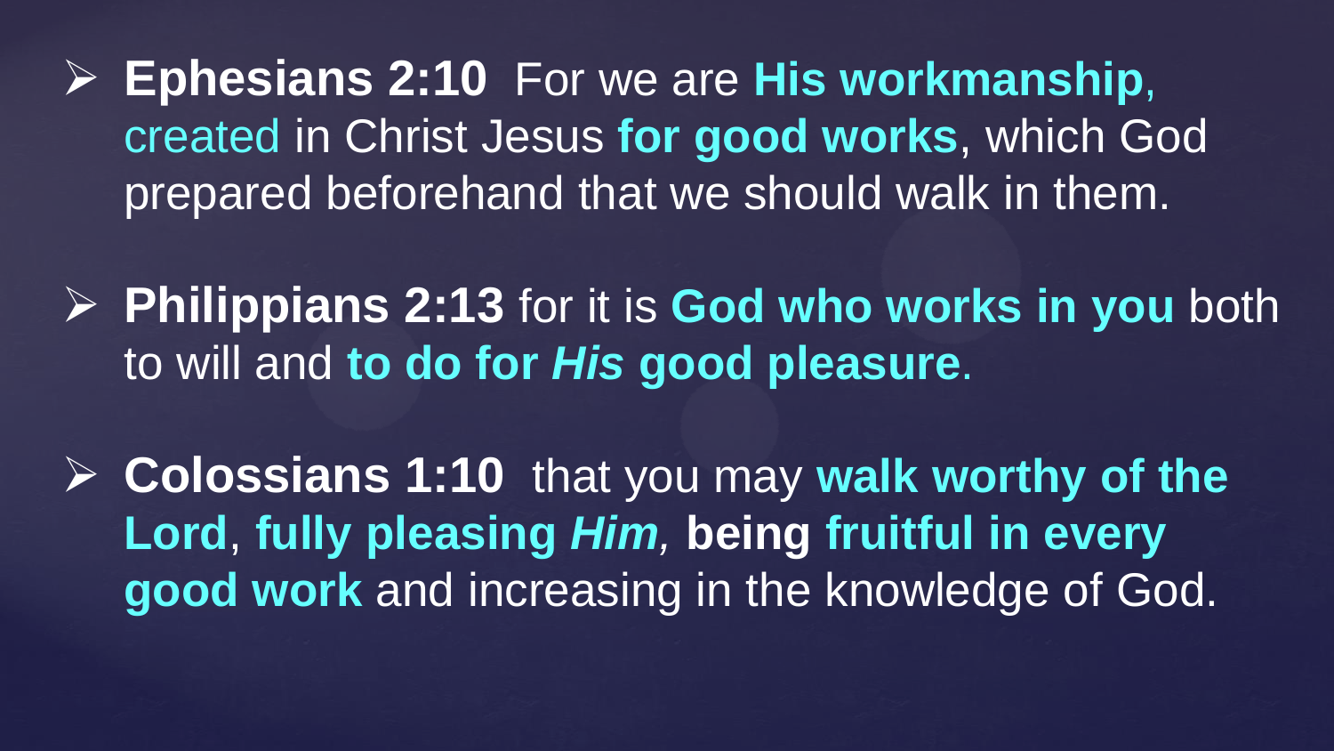- **Ephesians 2:10** For we are **His workmanship**, created in Christ Jesus **for good works**, which God prepared beforehand that we should walk in them.

- **Philippians 2:13** for it is **God who works in you** both to will and **to do for *His* good pleasure**.

- **Colossians 1:10** that you may **walk worthy of the Lord**, **fully pleasing *Him*, being fruitful in every good work** and increasing in the knowledge of God.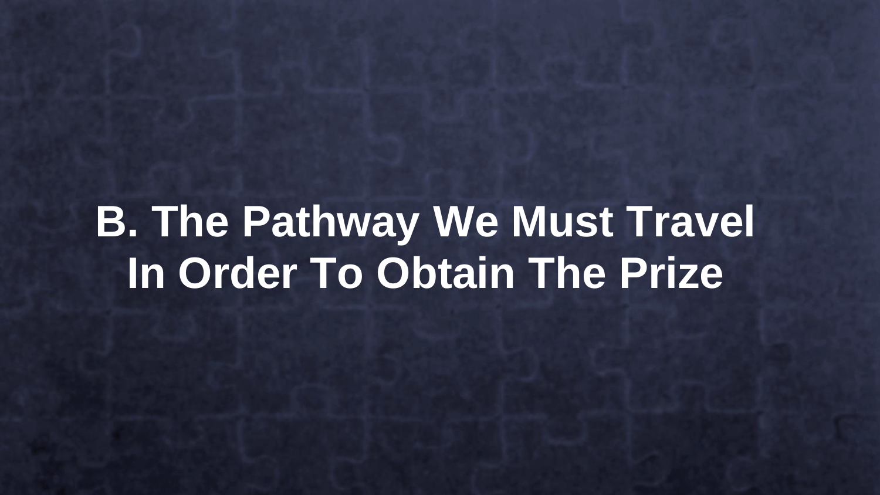# B. The Pathway We Must Travel In Order To Obtain The Prize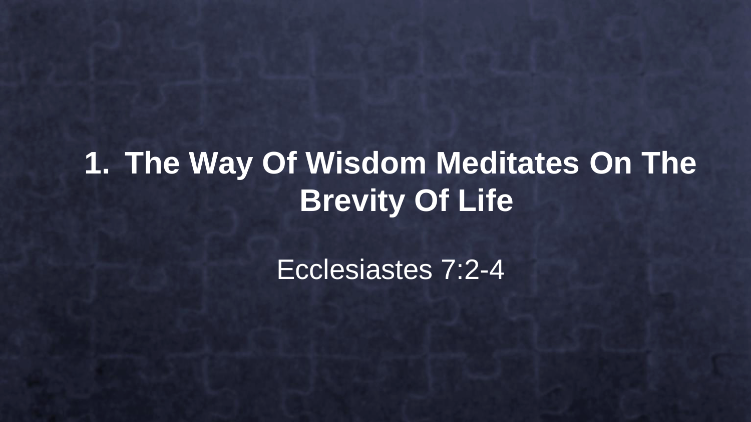## 1. The Way Of Wisdom Meditates On The Brevity Of Life

Ecclesiastes 7:2-4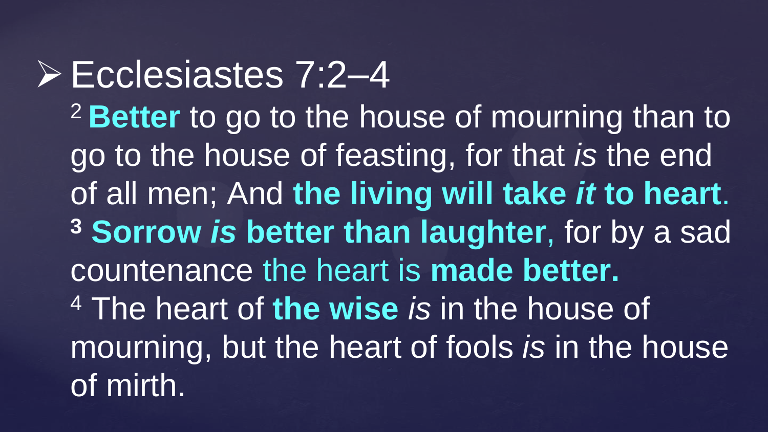- Ecclesiastes 7:2–4

[2] **Better** to go to the house of mourning than to go to the house of feasting, for that *is* the end of all men; And **the living will take *it* to heart**.
**[3]** **Sorrow *is* better than laughter**, for by a sad countenance the heart is **made better.**
[4] The heart of **the wise** *is* in the house of mourning, but the heart of fools *is* in the house of mirth.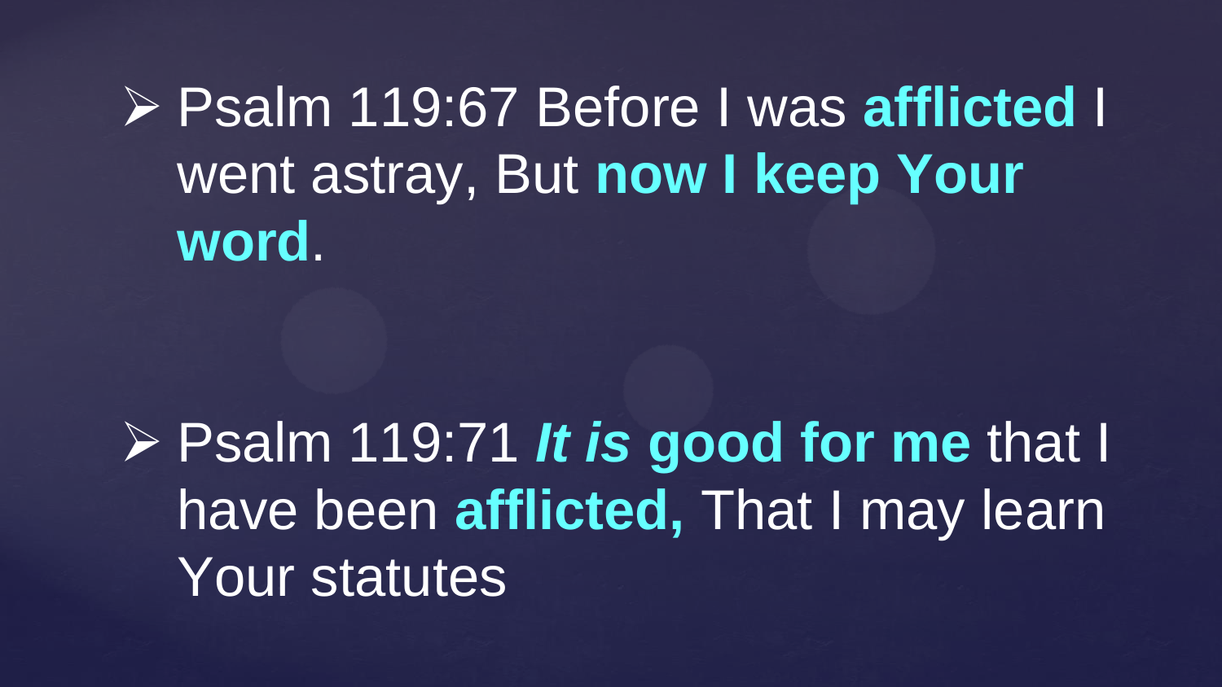- Psalm 119:67 Before I was **afflicted** I went astray, But **now I keep Your word**.

- Psalm 119:71 ***It is*** **good for me** that I have been **afflicted,** That I may learn Your statutes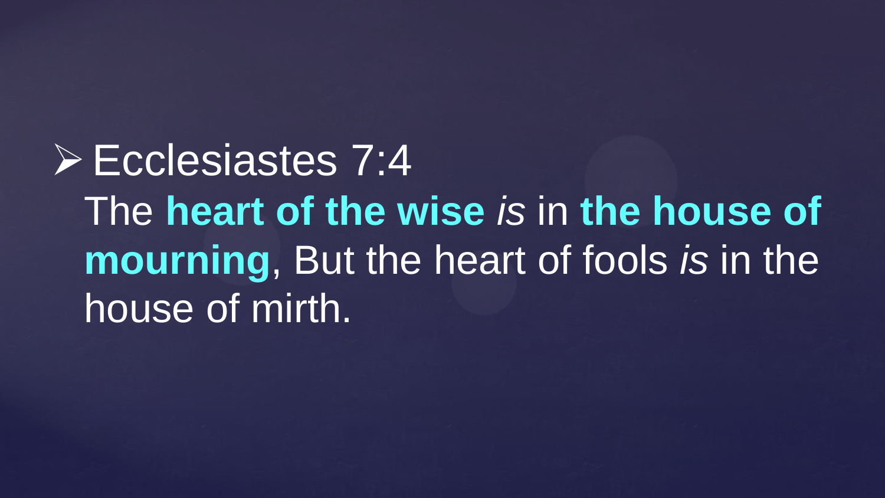- Ecclesiastes 7:4

  The **heart of the wise** *is* in **the house of mourning**, But the heart of fools *is* in the house of mirth.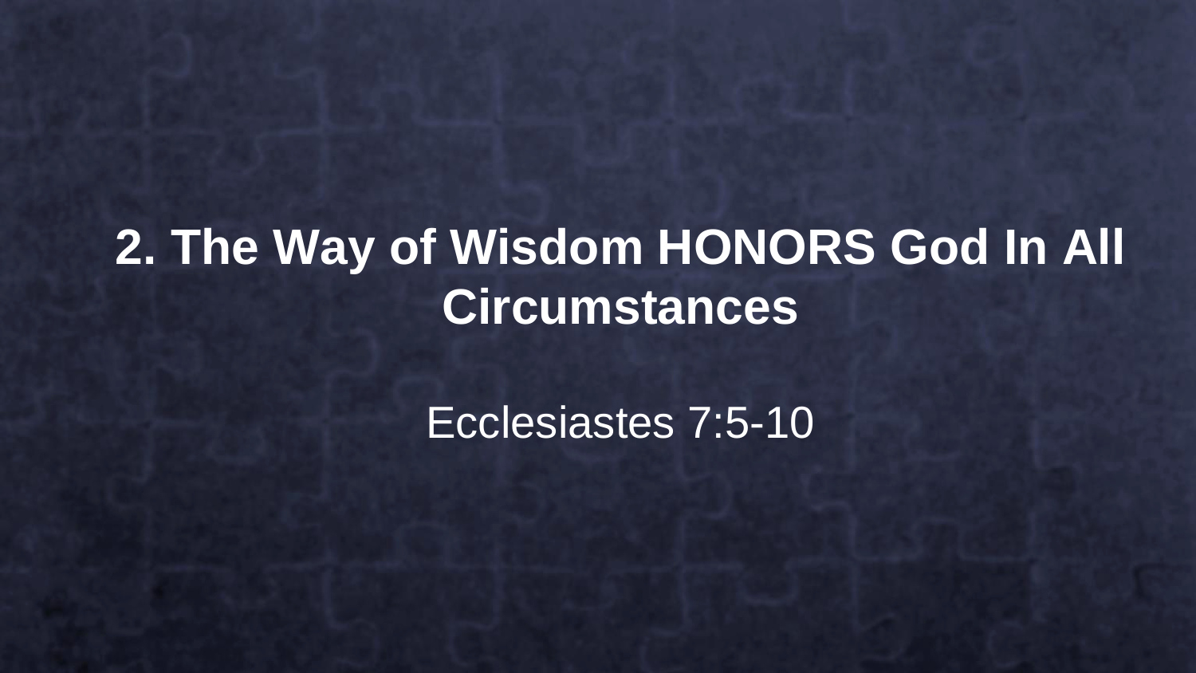## 2. The Way of Wisdom HONORS God In All Circumstances

Ecclesiastes 7:5-10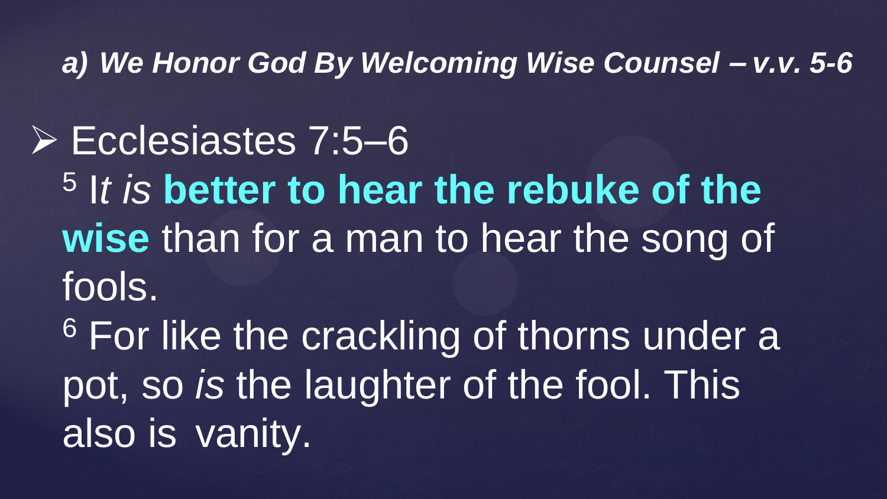### *a) We Honor God By Welcoming Wise Counsel – v.v. 5-6*

- Ecclesiastes 7:5–6

  [5] I*t is* **better to hear the rebuke of the wise** than for a man to hear the song of fools.

  [6] For like the crackling of thorns under a pot, so *is* the laughter of the fool. This also is vanity.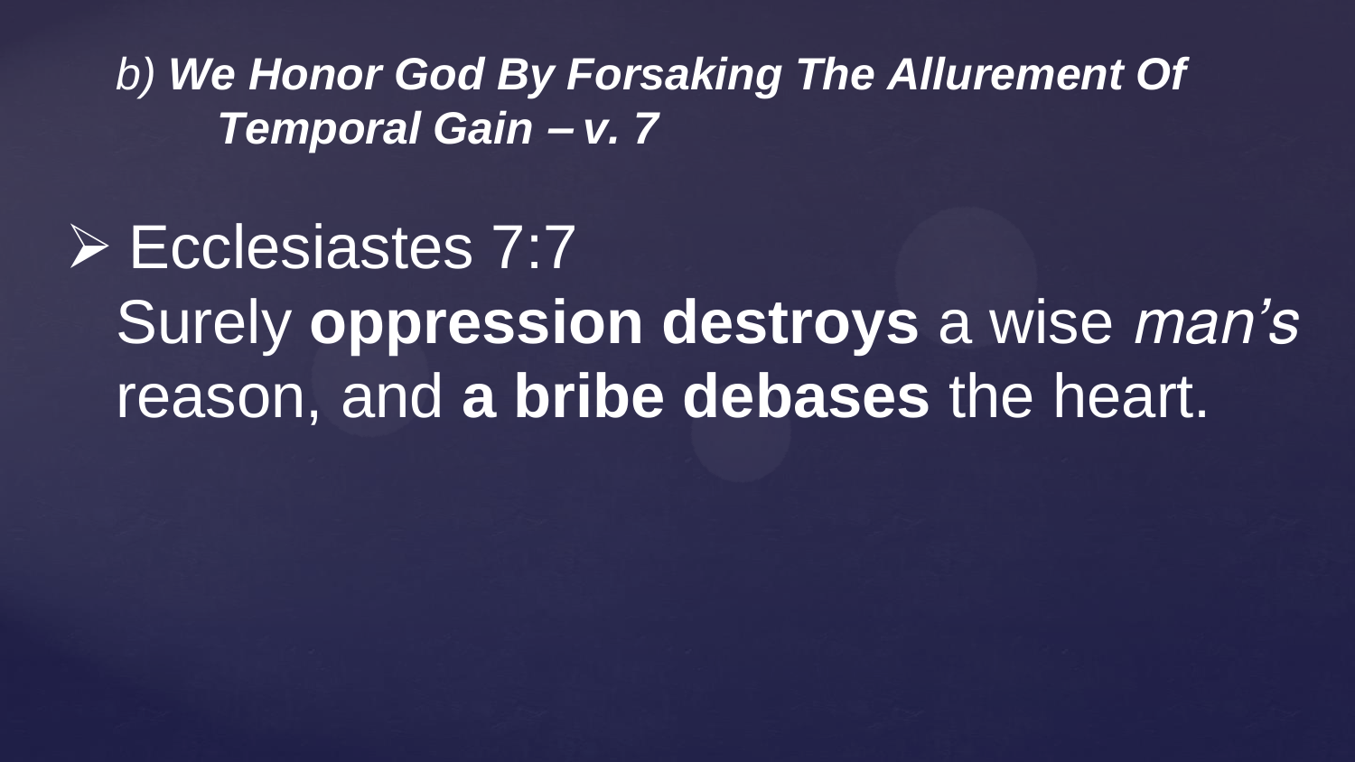*b) **We Honor God By Forsaking The Allurement Of Temporal Gain – v. 7***

- Ecclesiastes 7:7
  Surely **oppression destroys** a wise *man's* reason, and **a bribe debases** the heart.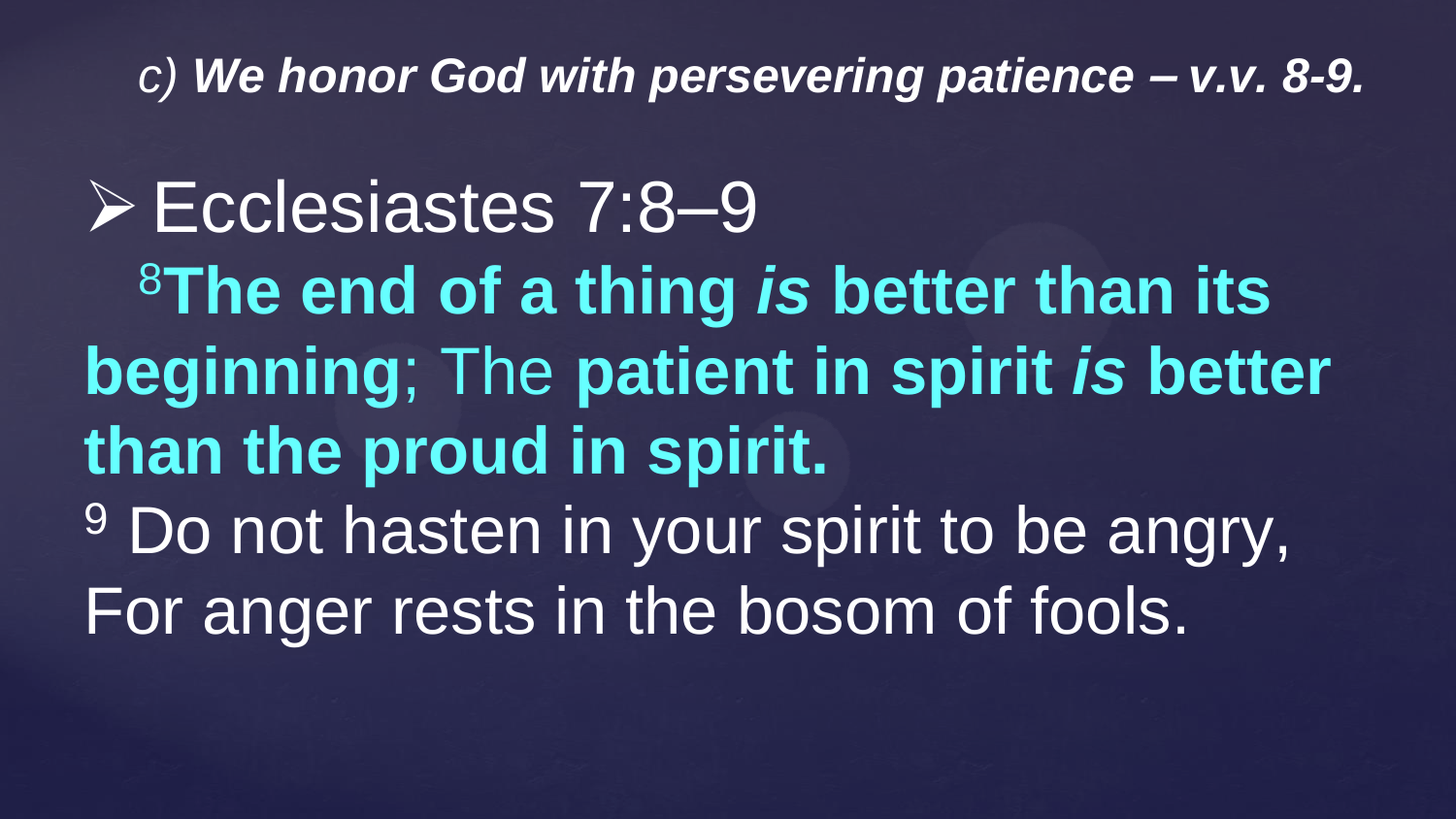*c) **We honor God with persevering patience – v.v. 8-9.***

- Ecclesiastes 7:8–9

[8]**The end of a thing *is* better than its beginning**; The **patient in spirit *is* better than the proud in spirit.**

[9] Do not hasten in your spirit to be angry,
For anger rests in the bosom of fools.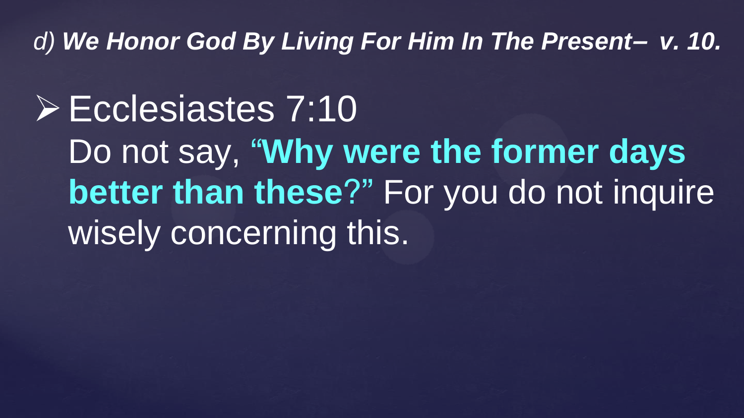*d) **We Honor God By Living For Him In The Present– v. 10.***

- Ecclesiastes 7:10
  Do not say, **"Why were the former days better than these?"** For you do not inquire wisely concerning this.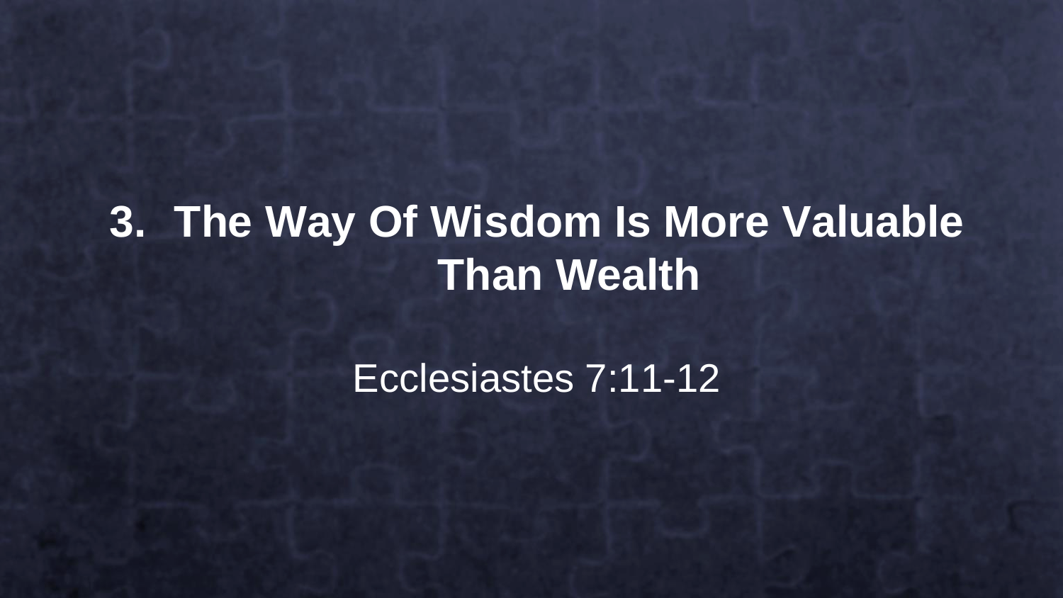## 3. The Way Of Wisdom Is More Valuable Than Wealth

Ecclesiastes 7:11-12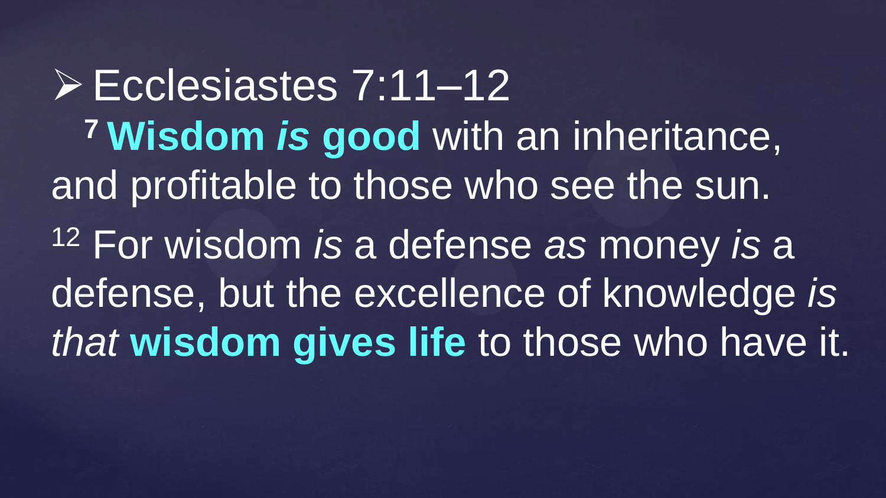- Ecclesiastes 7:11–12

[7] **Wisdom *is* good** with an inheritance, and profitable to those who see the sun.

[12] For wisdom *is* a defense *as* money *is* a defense, but the excellence of knowledge *is* *that* **wisdom gives life** to those who have it.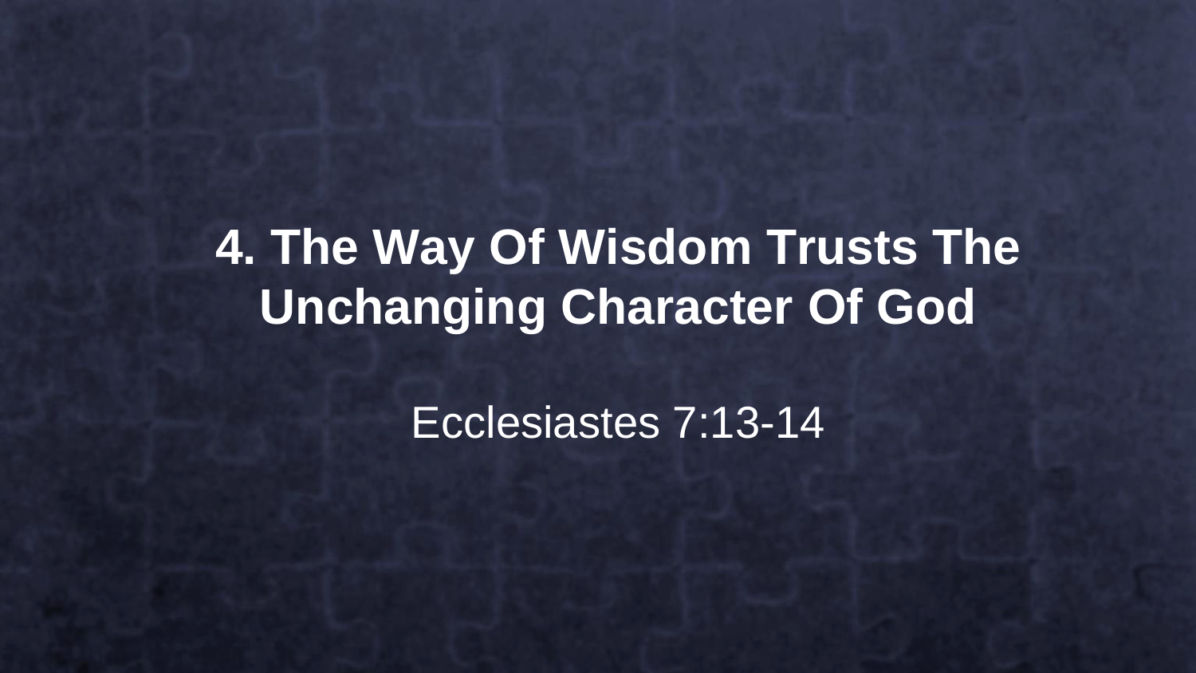# 4. The Way Of Wisdom Trusts The Unchanging Character Of God

Ecclesiastes 7:13-14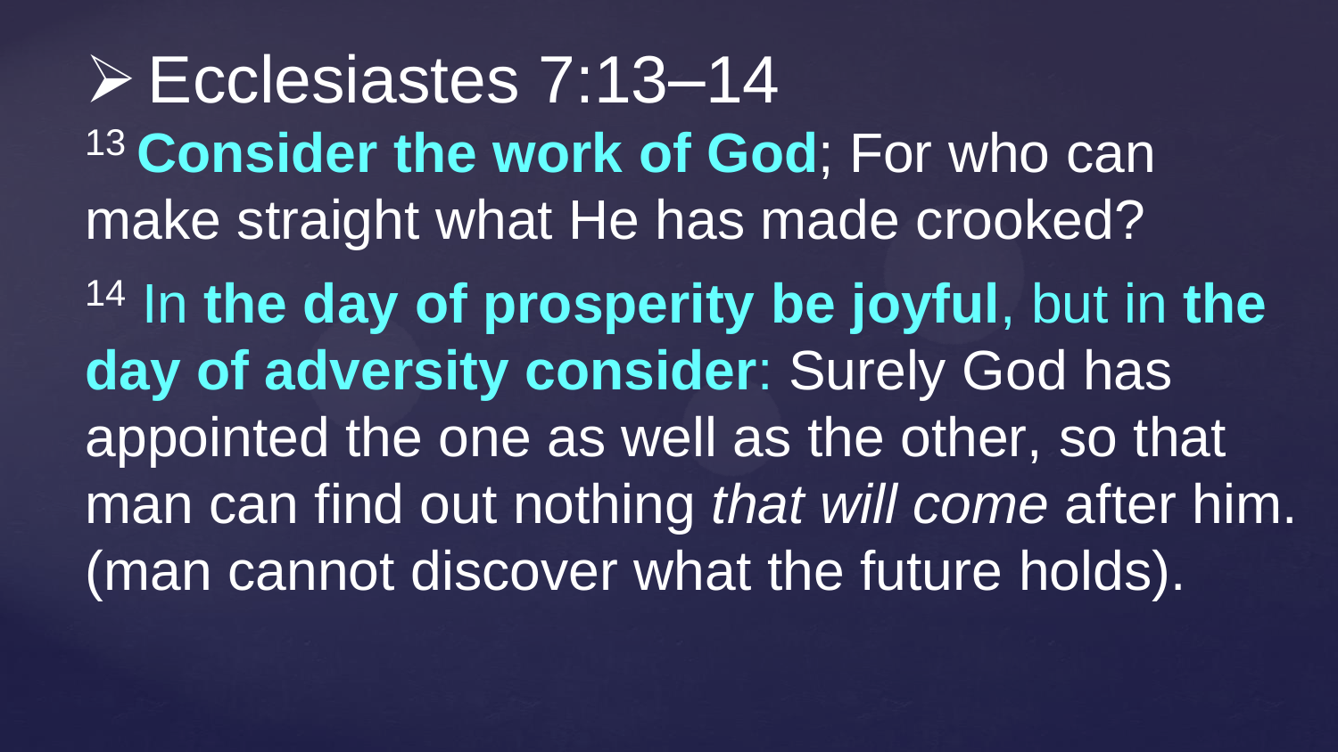- Ecclesiastes 7:13–14

[13] **Consider the work of God**; For who can make straight what He has made crooked?

[14] In **the day of prosperity be joyful**, but in **the day of adversity consider**: Surely God has appointed the one as well as the other, so that man can find out nothing *that will come* after him. (man cannot discover what the future holds).